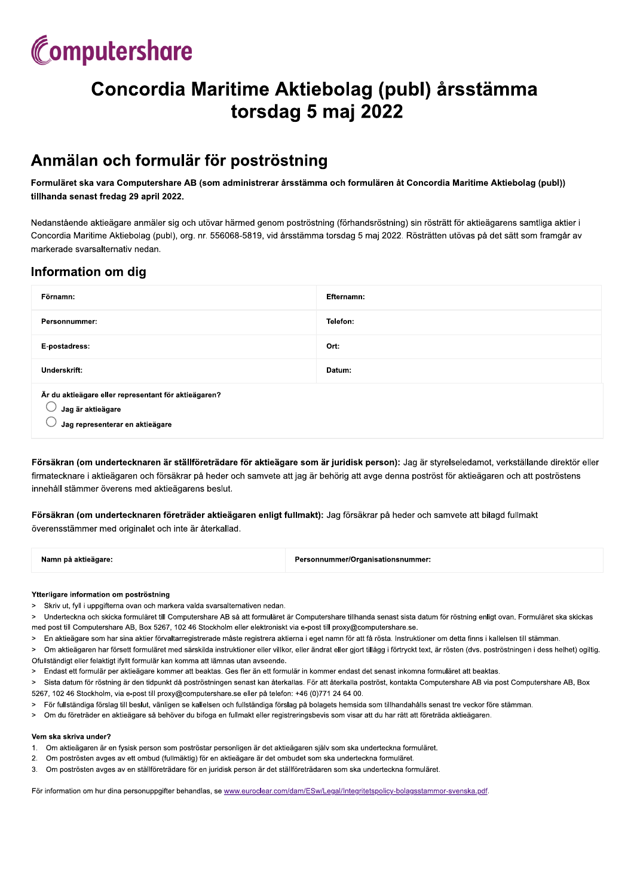Computershare

# Concordia Maritime Aktiebolag (publ) årsstämma torsdag 5 maj 2022

## Anmälan och formulär för poströstning

**Formuläret ska vara Computershare AB (som administrerar årsstämma och formulären åt Concordia Maritime Aktiebolag (publ)) tillhanda senast fredag 29 april 2022.**

Nedanstående aktieägare anmäler sig och utövar härmed genom poströstning (förhandsröstning) sin rösträtt för aktieägarens samtliga aktier i Concordia Maritime Aktiebolag (publ), org. nr. 556068-5819, vid årsstämma torsdag 5 maj 2022. Rösträtten utövas på det sätt som framgår av markerade svarsalternativ nedan.

### Information om dig

| | |
|---|---|
| **Förnamn:** | **Efternamn:** |
| **Personnummer:** | **Telefon:** |
| **E-postadress:** | **Ort:** |
| **Underskrift:** | **Datum:** |

**Är du aktieägare eller representant för aktieägaren?**

○ **Jag är aktieägare**

○ **Jag representerar en aktieägare**

**Försäkran (om undertecknaren är ställföreträdare för aktieägare som är juridisk person):** Jag är styrelseledamot, verkställande direktör eller firmatecknare i aktieägaren och försäkrar på heder och samvete att jag är behörig att avge denna poströst för aktieägaren och att poströstens innehåll stämmer överens med aktieägarens beslut.

**Försäkran (om undertecknaren företräder aktieägaren enligt fullmakt):** Jag försäkrar på heder och samvete att bilagd fullmakt överensstämmer med originalet och inte är återkallad.

| | |
|---|---|
| **Namn på aktieägare:** | **Personnummer/Organisationsnummer:** |

**Ytterligare information om poströstning**

> Skriv ut, fyll i uppgifterna ovan och markera valda svarsalternativen nedan.

> Underteckna och skicka formuläret till Computershare AB så att formuläret är Computershare tillhanda senast sista datum för röstning enligt ovan. Formuläret ska skickas med post till Computershare AB, Box 5267, 102 46 Stockholm eller elektroniskt via e-post till proxy@computershare.se.

> En aktieägare som har sina aktier förvaltarregistrerade måste registrera aktierna i eget namn för att få rösta. Instruktioner om detta finns i kallelsen till stämman.

> Om aktieägaren har försett formuläret med särskilda instruktioner eller villkor, eller ändrat eller gjort tillägg i förtryckt text, är rösten (dvs. poströstningen i dess helhet) ogiltig. Ofullständigt eller felaktigt ifyllt formulär kan komma att lämnas utan avseende.

> Endast ett formulär per aktieägare kommer att beaktas. Ges fler än ett formulär in kommer endast det senast inkomna formuläret att beaktas.

> Sista datum för röstning är den tidpunkt då poströstningen senast kan återkallas. För att återkalla poströst, kontakta Computershare AB via post Computershare AB, Box 5267, 102 46 Stockholm, via e-post till proxy@computershare.se eller på telefon: +46 (0)771 24 64 00.

> För fullständiga förslag till beslut, vänligen se kallelsen och fullständiga förslag på bolagets hemsida som tillhandahålls senast tre veckor före stämman.

> Om du företräder en aktieägare så behöver du bifoga en fullmakt eller registreringsbevis som visar att du har rätt att företräda aktieägaren.

**Vem ska skriva under?**

1. Om aktieägaren är en fysisk person som poströstar personligen är det aktieägaren själv som ska underteckna formuläret.
2. Om poströsten avges av ett ombud (fullmäktig) för en aktieägare är det ombudet som ska underteckna formuläret.
3. Om poströsten avges av en ställföreträdare för en juridisk person är det ställföreträdaren som ska underteckna formuläret.

För information om hur dina personuppgifter behandlas, se www.euroclear.com/dam/ESw/Legal/Integritetspolicy-bolagsstammor-svenska.pdf.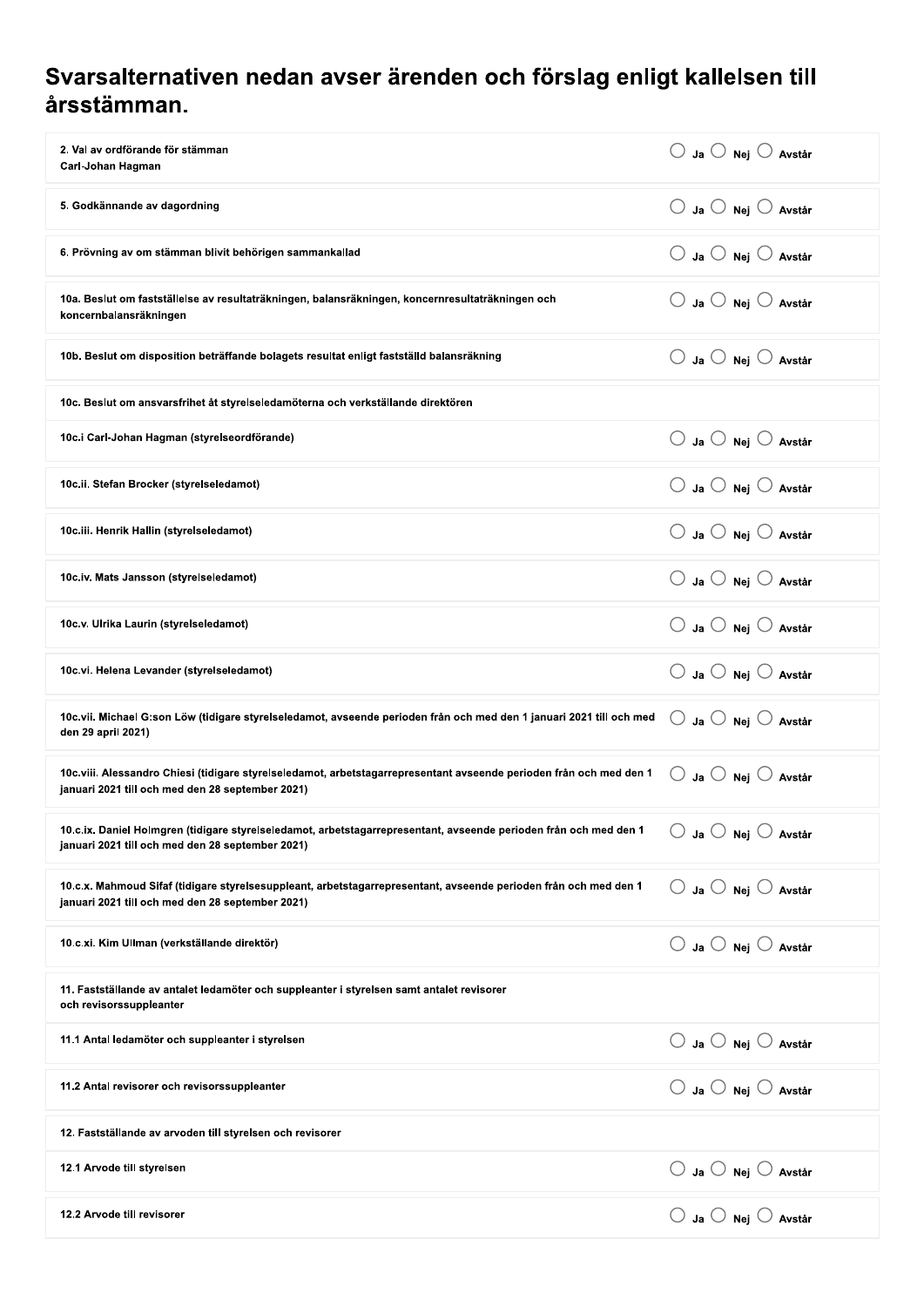## Svarsalternativen nedan avser ärenden och förslag enligt kallelsen till årsstämman.

| | |
|---|---|
| 2. Val av ordförande för stämman<br>Carl-Johan Hagman | ○ Ja ○ Nej ○ Avstår |
| 5. Godkännande av dagordning | ○ Ja ○ Nej ○ Avstår |
| 6. Prövning av om stämman blivit behörigen sammankallad | ○ Ja ○ Nej ○ Avstår |
| 10a. Beslut om fastställelse av resultaträkningen, balansräkningen, koncernresultaträkningen och koncernbalansräkningen | ○ Ja ○ Nej ○ Avstår |
| 10b. Beslut om disposition beträffande bolagets resultat enligt fastställd balansräkning | ○ Ja ○ Nej ○ Avstår |
| 10c. Beslut om ansvarsfrihet åt styrelseledamöterna och verkställande direktören | |
| 10c.i Carl-Johan Hagman (styrelseordförande) | ○ Ja ○ Nej ○ Avstår |
| 10c.ii. Stefan Brocker (styrelseledamot) | ○ Ja ○ Nej ○ Avstår |
| 10c.iii. Henrik Hallin (styrelseledamot) | ○ Ja ○ Nej ○ Avstår |
| 10c.iv. Mats Jansson (styrelseledamot) | ○ Ja ○ Nej ○ Avstår |
| 10c.v. Ulrika Laurin (styrelseledamot) | ○ Ja ○ Nej ○ Avstår |
| 10c.vi. Helena Levander (styrelseledamot) | ○ Ja ○ Nej ○ Avstår |
| 10c.vii. Michael G:son Löw (tidigare styrelseledamot, avseende perioden från och med den 1 januari 2021 till och med den 29 april 2021) | ○ Ja ○ Nej ○ Avstår |
| 10c.viii. Alessandro Chiesi (tidigare styrelseledamot, arbetstagarrepresentant avseende perioden från och med den 1 januari 2021 till och med den 28 september 2021) | ○ Ja ○ Nej ○ Avstår |
| 10.c.ix. Daniel Holmgren (tidigare styrelseledamot, arbetstagarrepresentant, avseende perioden från och med den 1 januari 2021 till och med den 28 september 2021) | ○ Ja ○ Nej ○ Avstår |
| 10.c.x. Mahmoud Sifaf (tidigare styrelsesuppleant, arbetstagarrepresentant, avseende perioden från och med den 1 januari 2021 till och med den 28 september 2021) | ○ Ja ○ Nej ○ Avstår |
| 10.c.xi. Kim Ullman (verkställande direktör) | ○ Ja ○ Nej ○ Avstår |
| 11. Fastställande av antalet ledamöter och suppleanter i styrelsen samt antalet revisorer och revisorssuppleanter | |
| 11.1 Antal ledamöter och suppleanter i styrelsen | ○ Ja ○ Nej ○ Avstår |
| 11.2 Antal revisorer och revisorssuppleanter | ○ Ja ○ Nej ○ Avstår |
| 12. Fastställande av arvoden till styrelsen och revisorer | |
| 12.1 Arvode till styrelsen | ○ Ja ○ Nej ○ Avstår |
| 12.2 Arvode till revisorer | ○ Ja ○ Nej ○ Avstår |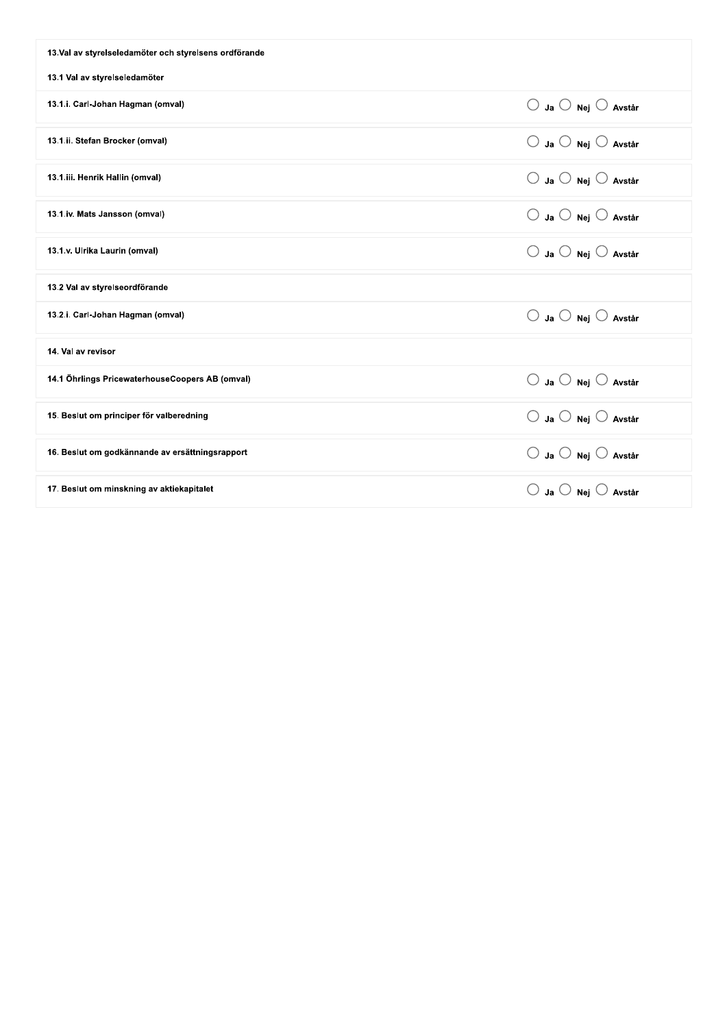**13.Val av styrelseledamöter och styrelsens ordförande**

**13.1 Val av styrelseledamöter**

| | |
|---|---|
| **13.1.i. Carl-Johan Hagman (omval)** | ○ Ja ○ Nej ○ Avstår |
| **13.1.ii. Stefan Brocker (omval)** | ○ Ja ○ Nej ○ Avstår |
| **13.1.iii. Henrik Hallin (omval)** | ○ Ja ○ Nej ○ Avstår |
| **13.1.iv. Mats Jansson (omval)** | ○ Ja ○ Nej ○ Avstår |
| **13.1.v. Ulrika Laurin (omval)** | ○ Ja ○ Nej ○ Avstår |

**13.2 Val av styrelseordförande**

| | |
|---|---|
| **13.2.i. Carl-Johan Hagman (omval)** | ○ Ja ○ Nej ○ Avstår |

**14. Val av revisor**

| | |
|---|---|
| **14.1 Öhrlings PricewaterhouseCoopers AB (omval)** | ○ Ja ○ Nej ○ Avstår |
| **15. Beslut om principer för valberedning** | ○ Ja ○ Nej ○ Avstår |
| **16. Beslut om godkännande av ersättningsrapport** | ○ Ja ○ Nej ○ Avstår |
| **17. Beslut om minskning av aktiekapitalet** | ○ Ja ○ Nej ○ Avstår |